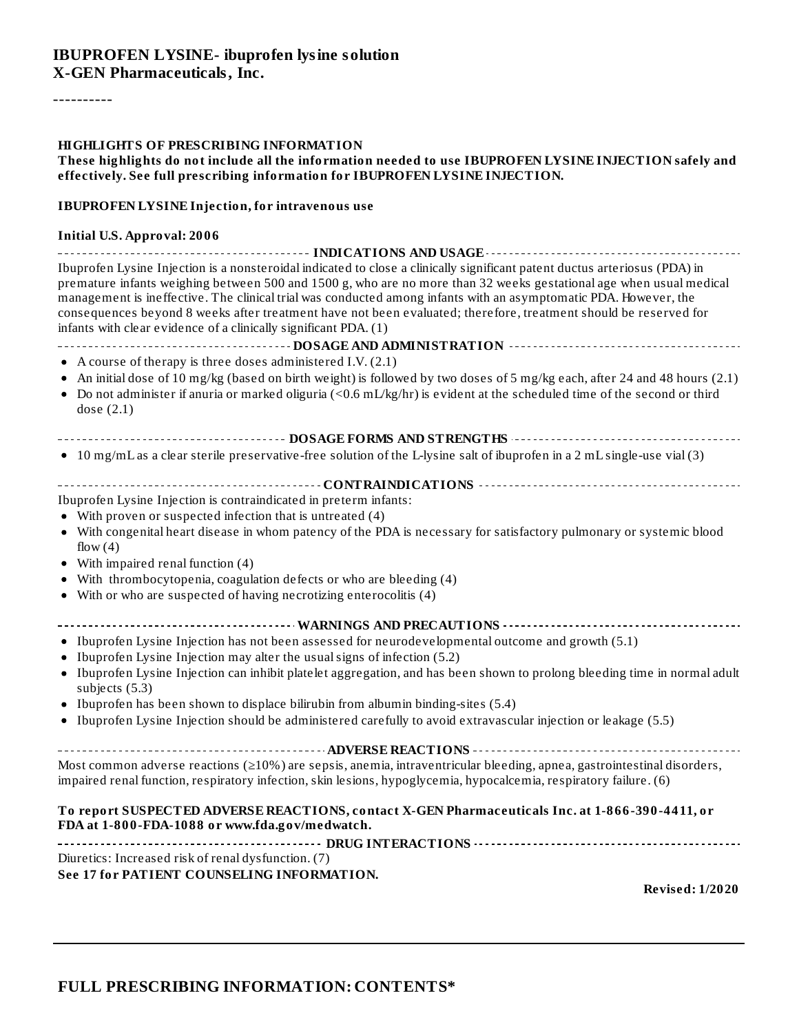# IBUPROFEN LYSINE- ibuprofen lysine solution
## X-GEN Pharmaceuticals, Inc.

----------

**HIGHLIGHTS OF PRESCRIBING INFORMATION**

**These highlights do not include all the information needed to use IBUPROFEN LYSINE INJECTION safely and effectively. See full prescribing information for IBUPROFEN LYSINE INJECTION.**

**IBUPROFEN LYSINE Injection, for intravenous use**

**Initial U.S. Approval: 2006**

**INDICATIONS AND USAGE**

Ibuprofen Lysine Injection is a nonsteroidal indicated to close a clinically significant patent ductus arteriosus (PDA) in premature infants weighing between 500 and 1500 g, who are no more than 32 weeks gestational age when usual medical management is ineffective. The clinical trial was conducted among infants with an asymptomatic PDA. However, the consequences beyond 8 weeks after treatment have not been evaluated; therefore, treatment should be reserved for infants with clear evidence of a clinically significant PDA. (1)

**DOSAGE AND ADMINISTRATION**

- A course of therapy is three doses administered I.V. (2.1)
- An initial dose of 10 mg/kg (based on birth weight) is followed by two doses of 5 mg/kg each, after 24 and 48 hours (2.1)
- Do not administer if anuria or marked oliguria (<0.6 mL/kg/hr) is evident at the scheduled time of the second or third dose (2.1)

**DOSAGE FORMS AND STRENGTHS**

- 10 mg/mL as a clear sterile preservative-free solution of the L-lysine salt of ibuprofen in a 2 mL single-use vial (3)

**CONTRAINDICATIONS**

Ibuprofen Lysine Injection is contraindicated in preterm infants:

- With proven or suspected infection that is untreated (4)
- With congenital heart disease in whom patency of the PDA is necessary for satisfactory pulmonary or systemic blood flow (4)
- With impaired renal function (4)
- With thrombocytopenia, coagulation defects or who are bleeding (4)
- With or who are suspected of having necrotizing enterocolitis (4)

**WARNINGS AND PRECAUTIONS**

- Ibuprofen Lysine Injection has not been assessed for neurodevelopmental outcome and growth (5.1)
- Ibuprofen Lysine Injection may alter the usual signs of infection (5.2)
- Ibuprofen Lysine Injection can inhibit platelet aggregation, and has been shown to prolong bleeding time in normal adult subjects (5.3)
- Ibuprofen has been shown to displace bilirubin from albumin binding-sites (5.4)
- Ibuprofen Lysine Injection should be administered carefully to avoid extravascular injection or leakage (5.5)

**ADVERSE REACTIONS**

Most common adverse reactions (≥10%) are sepsis, anemia, intraventricular bleeding, apnea, gastrointestinal disorders, impaired renal function, respiratory infection, skin lesions, hypoglycemia, hypocalcemia, respiratory failure. (6)

**To report SUSPECTED ADVERSE REACTIONS, contact X-GEN Pharmaceuticals Inc. at 1-866-390-4411, or FDA at 1-800-FDA-1088 or www.fda.gov/medwatch.**

**DRUG INTERACTIONS**

Diuretics: Increased risk of renal dysfunction. (7)

**See 17 for PATIENT COUNSELING INFORMATION.**

**Revised: 1/2020**

## FULL PRESCRIBING INFORMATION: CONTENTS*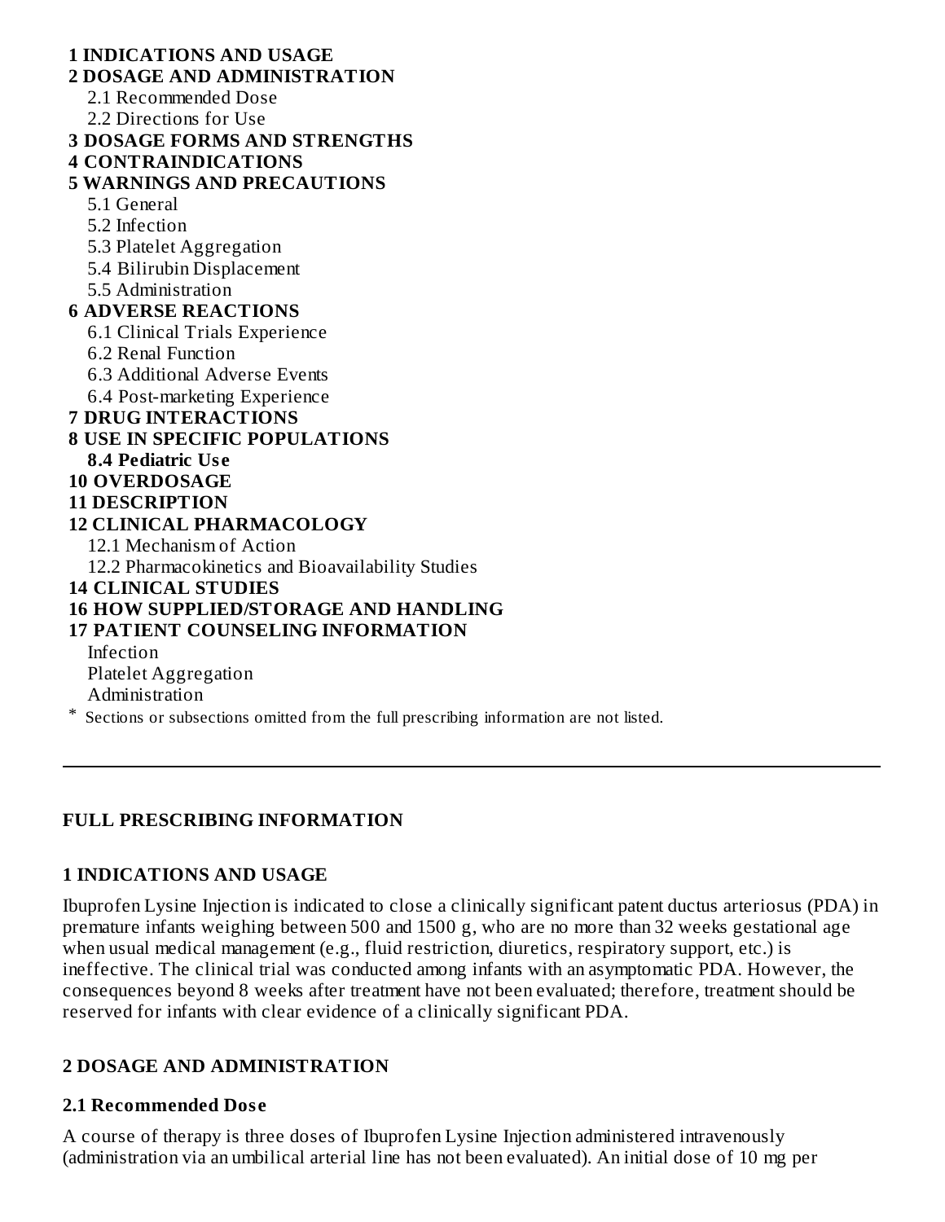**1 INDICATIONS AND USAGE**

**2 DOSAGE AND ADMINISTRATION**

2.1 Recommended Dose

2.2 Directions for Use

**3 DOSAGE FORMS AND STRENGTHS**

**4 CONTRAINDICATIONS**

**5 WARNINGS AND PRECAUTIONS**

5.1 General

5.2 Infection

5.3 Platelet Aggregation

5.4 Bilirubin Displacement

5.5 Administration

**6 ADVERSE REACTIONS**

6.1 Clinical Trials Experience

6.2 Renal Function

6.3 Additional Adverse Events

6.4 Post-marketing Experience

**7 DRUG INTERACTIONS**

**8 USE IN SPECIFIC POPULATIONS**

**8.4 Pediatric Use**

**10 OVERDOSAGE**

**11 DESCRIPTION**

**12 CLINICAL PHARMACOLOGY**

12.1 Mechanism of Action

12.2 Pharmacokinetics and Bioavailability Studies

**14 CLINICAL STUDIES**

**16 HOW SUPPLIED/STORAGE AND HANDLING**

**17 PATIENT COUNSELING INFORMATION**

Infection

Platelet Aggregation

Administration

* Sections or subsections omitted from the full prescribing information are not listed.

---

## FULL PRESCRIBING INFORMATION

## 1 INDICATIONS AND USAGE

Ibuprofen Lysine Injection is indicated to close a clinically significant patent ductus arteriosus (PDA) in premature infants weighing between 500 and 1500 g, who are no more than 32 weeks gestational age when usual medical management (e.g., fluid restriction, diuretics, respiratory support, etc.) is ineffective. The clinical trial was conducted among infants with an asymptomatic PDA. However, the consequences beyond 8 weeks after treatment have not been evaluated; therefore, treatment should be reserved for infants with clear evidence of a clinically significant PDA.

## 2 DOSAGE AND ADMINISTRATION

### 2.1 Recommended Dose

A course of therapy is three doses of Ibuprofen Lysine Injection administered intravenously (administration via an umbilical arterial line has not been evaluated). An initial dose of 10 mg per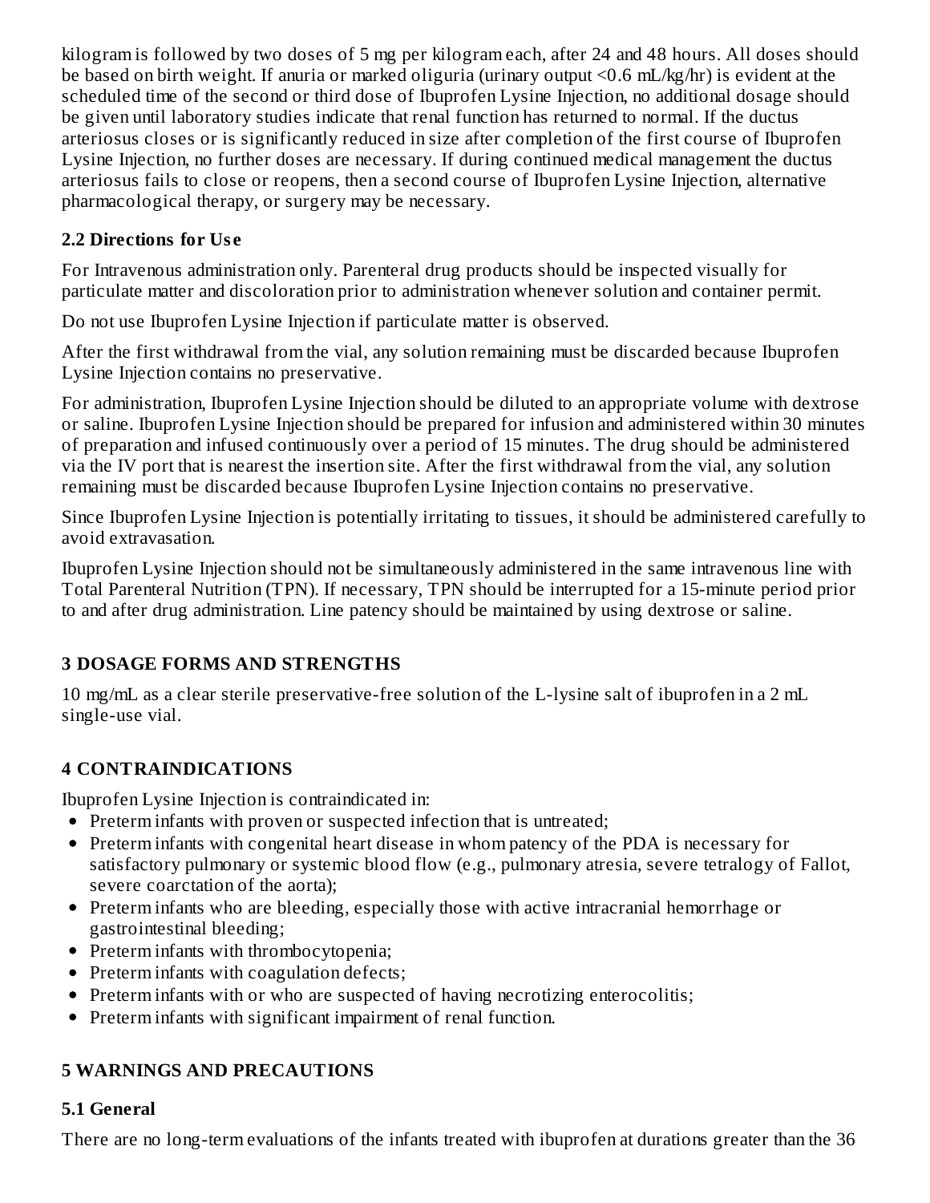kilogram is followed by two doses of 5 mg per kilogram each, after 24 and 48 hours. All doses should be based on birth weight. If anuria or marked oliguria (urinary output <0.6 mL/kg/hr) is evident at the scheduled time of the second or third dose of Ibuprofen Lysine Injection, no additional dosage should be given until laboratory studies indicate that renal function has returned to normal. If the ductus arteriosus closes or is significantly reduced in size after completion of the first course of Ibuprofen Lysine Injection, no further doses are necessary. If during continued medical management the ductus arteriosus fails to close or reopens, then a second course of Ibuprofen Lysine Injection, alternative pharmacological therapy, or surgery may be necessary.

### 2.2 Directions for Use

For Intravenous administration only. Parenteral drug products should be inspected visually for particulate matter and discoloration prior to administration whenever solution and container permit.

Do not use Ibuprofen Lysine Injection if particulate matter is observed.

After the first withdrawal from the vial, any solution remaining must be discarded because Ibuprofen Lysine Injection contains no preservative.

For administration, Ibuprofen Lysine Injection should be diluted to an appropriate volume with dextrose or saline. Ibuprofen Lysine Injection should be prepared for infusion and administered within 30 minutes of preparation and infused continuously over a period of 15 minutes. The drug should be administered via the IV port that is nearest the insertion site. After the first withdrawal from the vial, any solution remaining must be discarded because Ibuprofen Lysine Injection contains no preservative.

Since Ibuprofen Lysine Injection is potentially irritating to tissues, it should be administered carefully to avoid extravasation.

Ibuprofen Lysine Injection should not be simultaneously administered in the same intravenous line with Total Parenteral Nutrition (TPN). If necessary, TPN should be interrupted for a 15-minute period prior to and after drug administration. Line patency should be maintained by using dextrose or saline.

## 3 DOSAGE FORMS AND STRENGTHS

10 mg/mL as a clear sterile preservative-free solution of the L-lysine salt of ibuprofen in a 2 mL single-use vial.

## 4 CONTRAINDICATIONS

Ibuprofen Lysine Injection is contraindicated in:

- Preterm infants with proven or suspected infection that is untreated;
- Preterm infants with congenital heart disease in whom patency of the PDA is necessary for satisfactory pulmonary or systemic blood flow (e.g., pulmonary atresia, severe tetralogy of Fallot, severe coarctation of the aorta);
- Preterm infants who are bleeding, especially those with active intracranial hemorrhage or gastrointestinal bleeding;
- Preterm infants with thrombocytopenia;
- Preterm infants with coagulation defects;
- Preterm infants with or who are suspected of having necrotizing enterocolitis;
- Preterm infants with significant impairment of renal function.

## 5 WARNINGS AND PRECAUTIONS

### 5.1 General

There are no long-term evaluations of the infants treated with ibuprofen at durations greater than the 36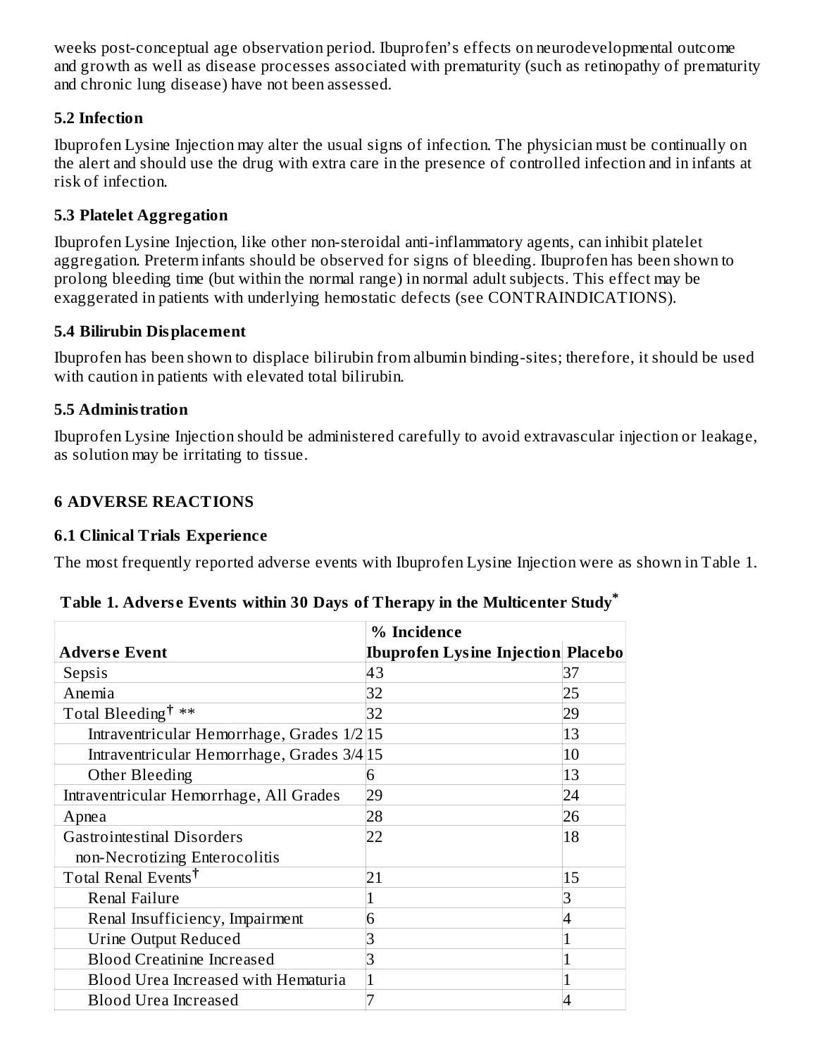weeks post-conceptual age observation period. Ibuprofen's effects on neurodevelopmental outcome and growth as well as disease processes associated with prematurity (such as retinopathy of prematurity and chronic lung disease) have not been assessed.

### 5.2 Infection

Ibuprofen Lysine Injection may alter the usual signs of infection. The physician must be continually on the alert and should use the drug with extra care in the presence of controlled infection and in infants at risk of infection.

### 5.3 Platelet Aggregation

Ibuprofen Lysine Injection, like other non-steroidal anti-inflammatory agents, can inhibit platelet aggregation. Preterm infants should be observed for signs of bleeding. Ibuprofen has been shown to prolong bleeding time (but within the normal range) in normal adult subjects. This effect may be exaggerated in patients with underlying hemostatic defects (see CONTRAINDICATIONS).

### 5.4 Bilirubin Displacement

Ibuprofen has been shown to displace bilirubin from albumin binding-sites; therefore, it should be used with caution in patients with elevated total bilirubin.

### 5.5 Administration

Ibuprofen Lysine Injection should be administered carefully to avoid extravascular injection or leakage, as solution may be irritating to tissue.

## 6 ADVERSE REACTIONS

### 6.1 Clinical Trials Experience

The most frequently reported adverse events with Ibuprofen Lysine Injection were as shown in Table 1.

**Table 1. Adverse Events within 30 Days of Therapy in the Multicenter Study***

| | % Incidence | |
|---|---|---|
| **Adverse Event** | **Ibuprofen Lysine Injection** | **Placebo** |
| Sepsis | 43 | 37 |
| Anemia | 32 | 25 |
| Total Bleeding† ** | 32 | 29 |
| Intraventricular Hemorrhage, Grades 1/2 | 15 | 13 |
| Intraventricular Hemorrhage, Grades 3/4 | 15 | 10 |
| Other Bleeding | 6 | 13 |
| Intraventricular Hemorrhage, All Grades | 29 | 24 |
| Apnea | 28 | 26 |
| Gastrointestinal Disorders non-Necrotizing Enterocolitis | 22 | 18 |
| Total Renal Events† | 21 | 15 |
| Renal Failure | 1 | 3 |
| Renal Insufficiency, Impairment | 6 | 4 |
| Urine Output Reduced | 3 | 1 |
| Blood Creatinine Increased | 3 | 1 |
| Blood Urea Increased with Hematuria | 1 | 1 |
| Blood Urea Increased | 7 | 4 |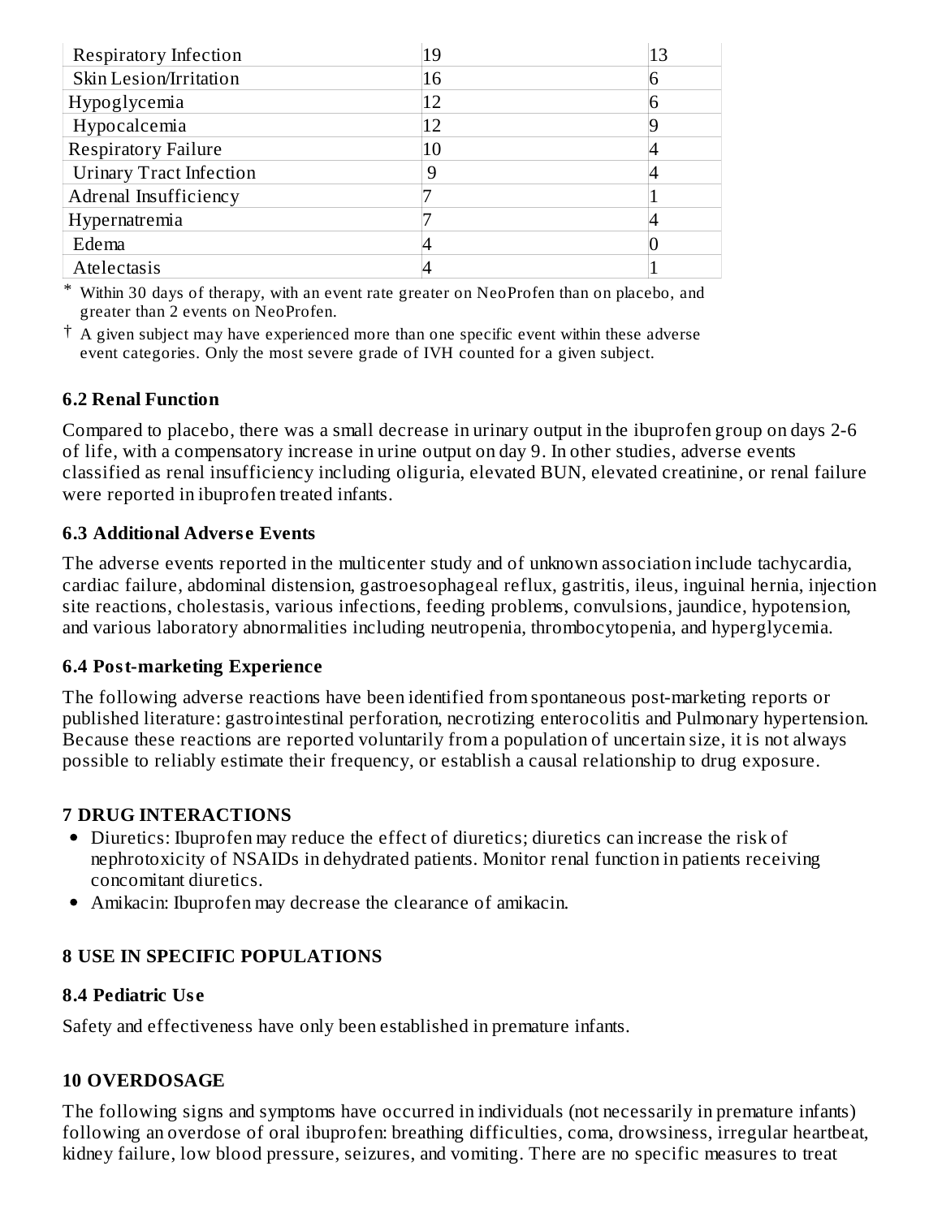| | | |
|---|---|---|
| Respiratory Infection | 19 | 13 |
| Skin Lesion/Irritation | 16 | 6 |
| Hypoglycemia | 12 | 6 |
| Hypocalcemia | 12 | 9 |
| Respiratory Failure | 10 | 4 |
| Urinary Tract Infection | 9 | 4 |
| Adrenal Insufficiency | 7 | 1 |
| Hypernatremia | 7 | 4 |
| Edema | 4 | 0 |
| Atelectasis | 4 | 1 |

* Within 30 days of therapy, with an event rate greater on NeoProfen than on placebo, and greater than 2 events on NeoProfen.

† A given subject may have experienced more than one specific event within these adverse event categories. Only the most severe grade of IVH counted for a given subject.

### 6.2 Renal Function

Compared to placebo, there was a small decrease in urinary output in the ibuprofen group on days 2-6 of life, with a compensatory increase in urine output on day 9. In other studies, adverse events classified as renal insufficiency including oliguria, elevated BUN, elevated creatinine, or renal failure were reported in ibuprofen treated infants.

### 6.3 Additional Adverse Events

The adverse events reported in the multicenter study and of unknown association include tachycardia, cardiac failure, abdominal distension, gastroesophageal reflux, gastritis, ileus, inguinal hernia, injection site reactions, cholestasis, various infections, feeding problems, convulsions, jaundice, hypotension, and various laboratory abnormalities including neutropenia, thrombocytopenia, and hyperglycemia.

### 6.4 Post-marketing Experience

The following adverse reactions have been identified from spontaneous post-marketing reports or published literature: gastrointestinal perforation, necrotizing enterocolitis and Pulmonary hypertension. Because these reactions are reported voluntarily from a population of uncertain size, it is not always possible to reliably estimate their frequency, or establish a causal relationship to drug exposure.

## 7 DRUG INTERACTIONS

- Diuretics: Ibuprofen may reduce the effect of diuretics; diuretics can increase the risk of nephrotoxicity of NSAIDs in dehydrated patients. Monitor renal function in patients receiving concomitant diuretics.
- Amikacin: Ibuprofen may decrease the clearance of amikacin.

## 8 USE IN SPECIFIC POPULATIONS

### 8.4 Pediatric Use

Safety and effectiveness have only been established in premature infants.

## 10 OVERDOSAGE

The following signs and symptoms have occurred in individuals (not necessarily in premature infants) following an overdose of oral ibuprofen: breathing difficulties, coma, drowsiness, irregular heartbeat, kidney failure, low blood pressure, seizures, and vomiting. There are no specific measures to treat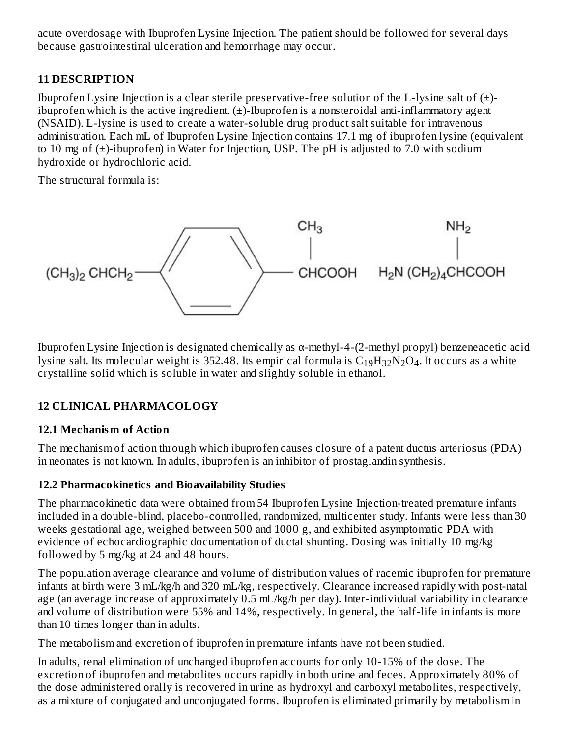acute overdosage with Ibuprofen Lysine Injection. The patient should be followed for several days because gastrointestinal ulceration and hemorrhage may occur.

## 11 DESCRIPTION

Ibuprofen Lysine Injection is a clear sterile preservative-free solution of the L-lysine salt of (±)-ibuprofen which is the active ingredient. (±)-Ibuprofen is a nonsteroidal anti-inflammatory agent (NSAID). L-lysine is used to create a water-soluble drug product salt suitable for intravenous administration. Each mL of Ibuprofen Lysine Injection contains 17.1 mg of ibuprofen lysine (equivalent to 10 mg of (±)-ibuprofen) in Water for Injection, USP. The pH is adjusted to 7.0 with sodium hydroxide or hydrochloric acid.

The structural formula is:

$$(CH_3)_2CHCH_2-C_6H_4-CH(CH_3)COOH \quad H_2N(CH_2)_4CH(NH_2)COOH$$

Ibuprofen Lysine Injection is designated chemically as α-methyl-4-(2-methyl propyl) benzeneacetic acid lysine salt. Its molecular weight is 352.48. Its empirical formula is $C_{19}H_{32}N_2O_4$. It occurs as a white crystalline solid which is soluble in water and slightly soluble in ethanol.

## 12 CLINICAL PHARMACOLOGY

### 12.1 Mechanism of Action

The mechanism of action through which ibuprofen causes closure of a patent ductus arteriosus (PDA) in neonates is not known. In adults, ibuprofen is an inhibitor of prostaglandin synthesis.

### 12.2 Pharmacokinetics and Bioavailability Studies

The pharmacokinetic data were obtained from 54 Ibuprofen Lysine Injection-treated premature infants included in a double-blind, placebo-controlled, randomized, multicenter study. Infants were less than 30 weeks gestational age, weighed between 500 and 1000 g, and exhibited asymptomatic PDA with evidence of echocardiographic documentation of ductal shunting. Dosing was initially 10 mg/kg followed by 5 mg/kg at 24 and 48 hours.

The population average clearance and volume of distribution values of racemic ibuprofen for premature infants at birth were 3 mL/kg/h and 320 mL/kg, respectively. Clearance increased rapidly with post-natal age (an average increase of approximately 0.5 mL/kg/h per day). Inter-individual variability in clearance and volume of distribution were 55% and 14%, respectively. In general, the half-life in infants is more than 10 times longer than in adults.

The metabolism and excretion of ibuprofen in premature infants have not been studied.

In adults, renal elimination of unchanged ibuprofen accounts for only 10-15% of the dose. The excretion of ibuprofen and metabolites occurs rapidly in both urine and feces. Approximately 80% of the dose administered orally is recovered in urine as hydroxyl and carboxyl metabolites, respectively, as a mixture of conjugated and unconjugated forms. Ibuprofen is eliminated primarily by metabolism in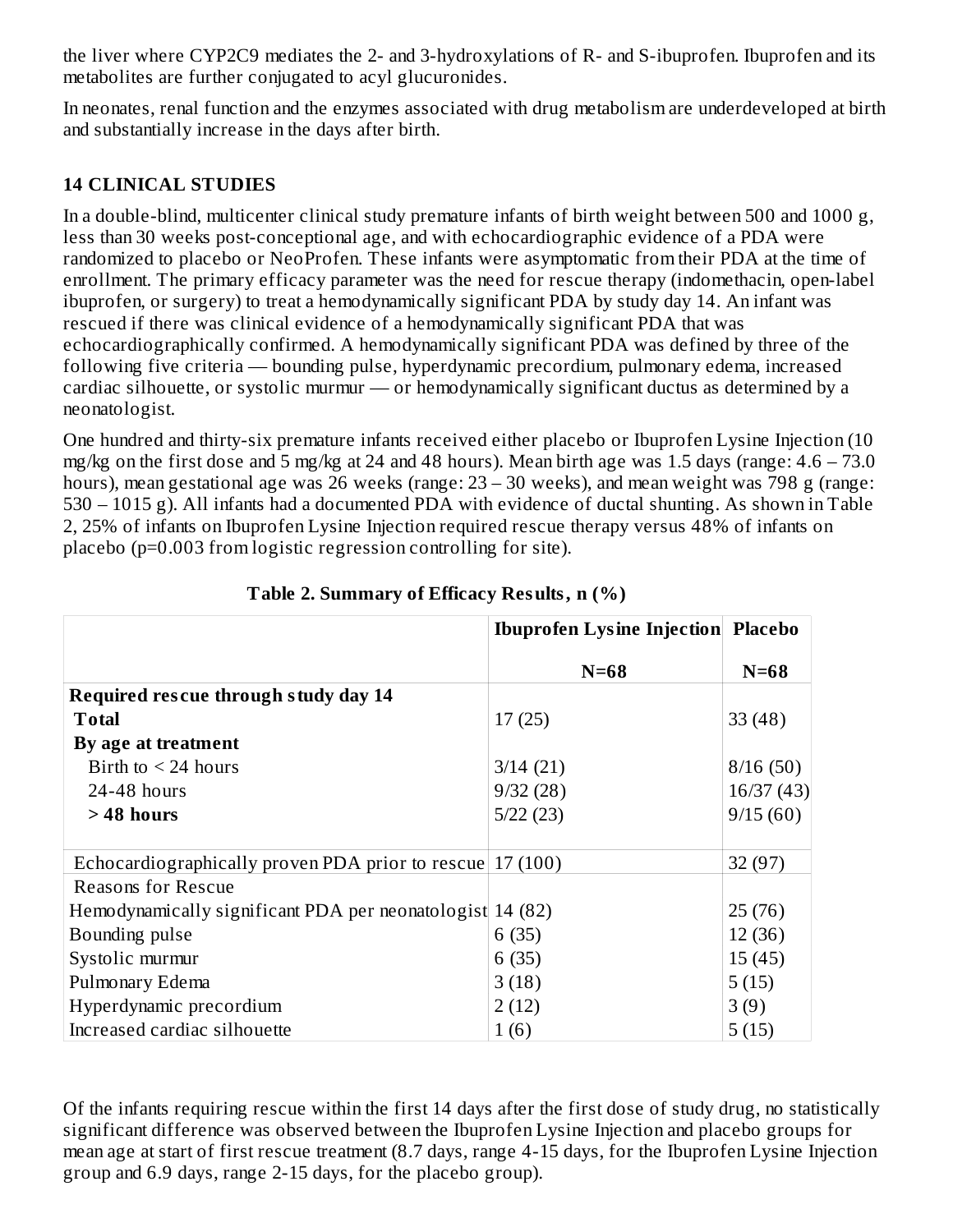the liver where CYP2C9 mediates the 2- and 3-hydroxylations of R- and S-ibuprofen. Ibuprofen and its metabolites are further conjugated to acyl glucuronides.

In neonates, renal function and the enzymes associated with drug metabolism are underdeveloped at birth and substantially increase in the days after birth.

## 14 CLINICAL STUDIES

In a double-blind, multicenter clinical study premature infants of birth weight between 500 and 1000 g, less than 30 weeks post-conceptional age, and with echocardiographic evidence of a PDA were randomized to placebo or NeoProfen. These infants were asymptomatic from their PDA at the time of enrollment. The primary efficacy parameter was the need for rescue therapy (indomethacin, open-label ibuprofen, or surgery) to treat a hemodynamically significant PDA by study day 14. An infant was rescued if there was clinical evidence of a hemodynamically significant PDA that was echocardiographically confirmed. A hemodynamically significant PDA was defined by three of the following five criteria — bounding pulse, hyperdynamic precordium, pulmonary edema, increased cardiac silhouette, or systolic murmur — or hemodynamically significant ductus as determined by a neonatologist.

One hundred and thirty-six premature infants received either placebo or Ibuprofen Lysine Injection (10 mg/kg on the first dose and 5 mg/kg at 24 and 48 hours). Mean birth age was 1.5 days (range: 4.6 – 73.0 hours), mean gestational age was 26 weeks (range: 23 – 30 weeks), and mean weight was 798 g (range: 530 – 1015 g). All infants had a documented PDA with evidence of ductal shunting. As shown in Table 2, 25% of infants on Ibuprofen Lysine Injection required rescue therapy versus 48% of infants on placebo (p=0.003 from logistic regression controlling for site).

**Table 2. Summary of Efficacy Results, n (%)**

| | **Ibuprofen Lysine Injection** **N=68** | **Placebo** **N=68** |
|---|---|---|
| **Required rescue through study day 14** | | |
| **Total** | 17 (25) | 33 (48) |
| **By age at treatment** | | |
| Birth to < 24 hours | 3/14 (21) | 8/16 (50) |
| 24-48 hours | 9/32 (28) | 16/37 (43) |
| **> 48 hours** | 5/22 (23) | 9/15 (60) |
| Echocardiographically proven PDA prior to rescue | 17 (100) | 32 (97) |
| Reasons for Rescue | | |
| Hemodynamically significant PDA per neonatologist | 14 (82) | 25 (76) |
| Bounding pulse | 6 (35) | 12 (36) |
| Systolic murmur | 6 (35) | 15 (45) |
| Pulmonary Edema | 3 (18) | 5 (15) |
| Hyperdynamic precordium | 2 (12) | 3 (9) |
| Increased cardiac silhouette | 1 (6) | 5 (15) |

Of the infants requiring rescue within the first 14 days after the first dose of study drug, no statistically significant difference was observed between the Ibuprofen Lysine Injection and placebo groups for mean age at start of first rescue treatment (8.7 days, range 4-15 days, for the Ibuprofen Lysine Injection group and 6.9 days, range 2-15 days, for the placebo group).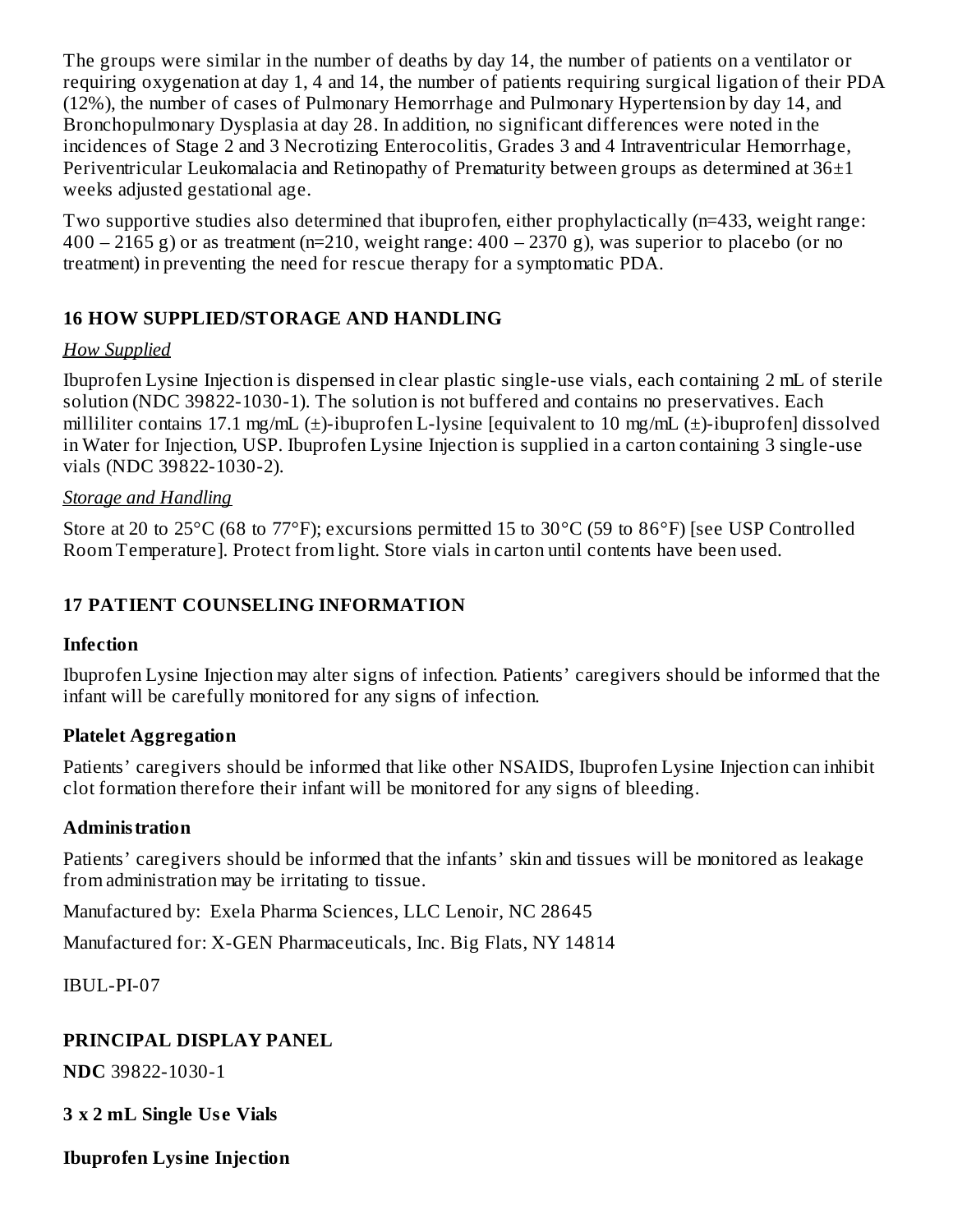The groups were similar in the number of deaths by day 14, the number of patients on a ventilator or requiring oxygenation at day 1, 4 and 14, the number of patients requiring surgical ligation of their PDA (12%), the number of cases of Pulmonary Hemorrhage and Pulmonary Hypertension by day 14, and Bronchopulmonary Dysplasia at day 28. In addition, no significant differences were noted in the incidences of Stage 2 and 3 Necrotizing Enterocolitis, Grades 3 and 4 Intraventricular Hemorrhage, Periventricular Leukomalacia and Retinopathy of Prematurity between groups as determined at 36±1 weeks adjusted gestational age.

Two supportive studies also determined that ibuprofen, either prophylactically (n=433, weight range: 400 – 2165 g) or as treatment (n=210, weight range: 400 – 2370 g), was superior to placebo (or no treatment) in preventing the need for rescue therapy for a symptomatic PDA.

## 16 HOW SUPPLIED/STORAGE AND HANDLING

*How Supplied*

Ibuprofen Lysine Injection is dispensed in clear plastic single-use vials, each containing 2 mL of sterile solution (NDC 39822-1030-1). The solution is not buffered and contains no preservatives. Each milliliter contains 17.1 mg/mL (±)-ibuprofen L-lysine [equivalent to 10 mg/mL (±)-ibuprofen] dissolved in Water for Injection, USP. Ibuprofen Lysine Injection is supplied in a carton containing 3 single-use vials (NDC 39822-1030-2).

*Storage and Handling*

Store at 20 to 25°C (68 to 77°F); excursions permitted 15 to 30°C (59 to 86°F) [see USP Controlled Room Temperature]. Protect from light. Store vials in carton until contents have been used.

## 17 PATIENT COUNSELING INFORMATION

### Infection

Ibuprofen Lysine Injection may alter signs of infection. Patients' caregivers should be informed that the infant will be carefully monitored for any signs of infection.

### Platelet Aggregation

Patients' caregivers should be informed that like other NSAIDS, Ibuprofen Lysine Injection can inhibit clot formation therefore their infant will be monitored for any signs of bleeding.

### Administration

Patients' caregivers should be informed that the infants' skin and tissues will be monitored as leakage from administration may be irritating to tissue.

Manufactured by: Exela Pharma Sciences, LLC Lenoir, NC 28645

Manufactured for: X-GEN Pharmaceuticals, Inc. Big Flats, NY 14814

IBUL-PI-07

## PRINCIPAL DISPLAY PANEL

**NDC** 39822-1030-1

**3 x 2 mL Single Use Vials**

**Ibuprofen Lysine Injection**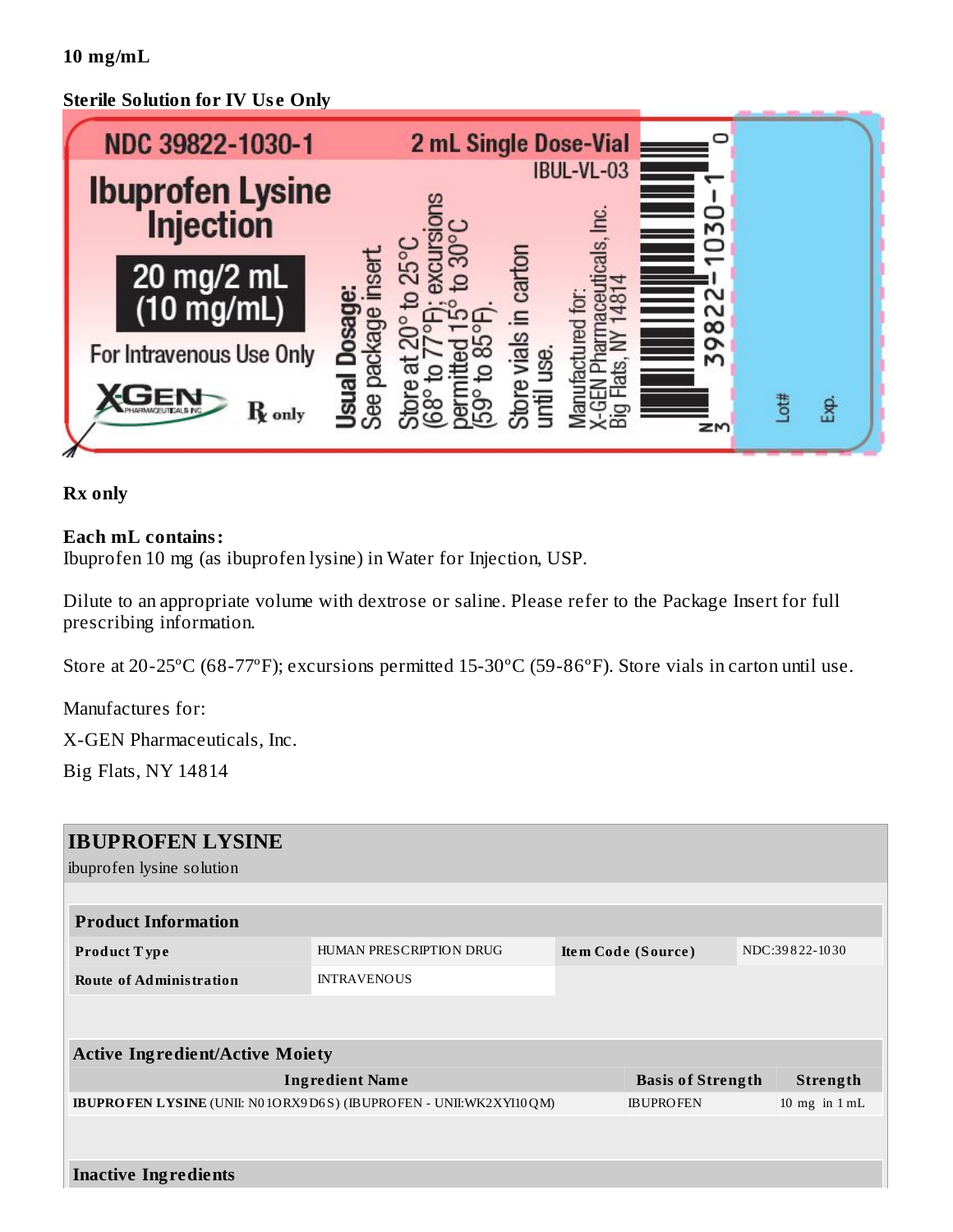**10 mg/mL**

**Sterile Solution for IV Use Only**

NDC 39822-1030-1

2 mL Single Dose-Vial

IBUL-VL-03

**Ibuprofen Lysine Injection**

**20 mg/2 mL (10 mg/mL)**

For Intravenous Use Only

XGEN PHARMACEUTICALS INC.

℞ only

**Usual Dosage:** See package insert.

Store at 20° to 25°C (68° to 77°F); excursions permitted 15° to 30°C (59° to 85°F).

Store vials in carton until use.

Manufactured for: X-GEN Pharmaceuticals, Inc. Big Flats, NY 14814

N 3 39822-1030-1 0

Lot#

Exp.

**Rx only**

**Each mL contains:**
Ibuprofen 10 mg (as ibuprofen lysine) in Water for Injection, USP.

Dilute to an appropriate volume with dextrose or saline. Please refer to the Package Insert for full prescribing information.

Store at 20-25ºC (68-77ºF); excursions permitted 15-30ºC (59-86ºF). Store vials in carton until use.

Manufactures for:

X-GEN Pharmaceuticals, Inc.

Big Flats, NY 14814

| **IBUPROFEN LYSINE** | | | |
|---|---|---|---|
| ibuprofen lysine solution | | | |

| **Product Information** | | | |
|---|---|---|---|
| **Product Type** | HUMAN PRESCRIPTION DRUG | **Item Code (Source)** | NDC:39822-1030 |
| **Route of Administration** | INTRAVENOUS | | |

| **Active Ingredient/Active Moiety** | | |
|---|---|---|
| **Ingredient Name** | **Basis of Strength** | **Strength** |
| **IBUPROFEN LYSINE** (UNII: N01ORX9D6S) (IBUPROFEN - UNII:WK2XYI10QM) | IBUPROFEN | 10 mg in 1 mL |

**Inactive Ingredients**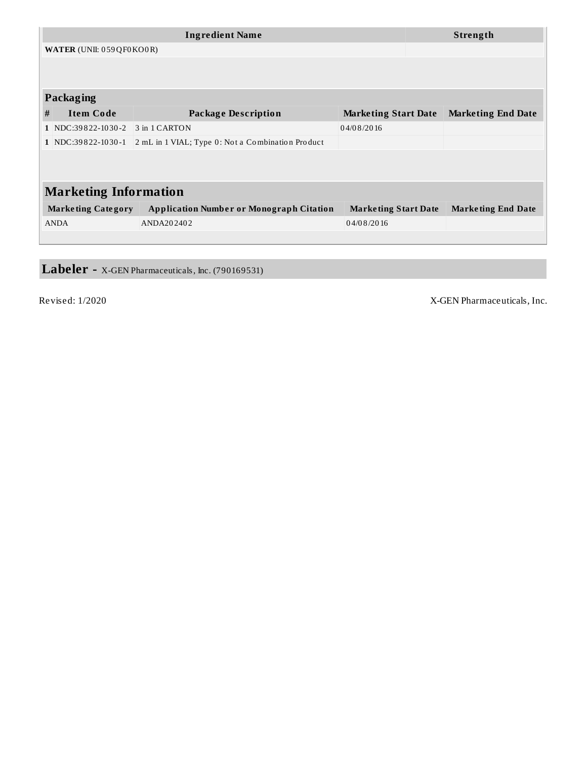| Ingredient Name | Strength |
|---|---|
| **WATER** (UNII: 059QF0KO0R) | |

| Packaging | | | | |
|---|---|---|---|---|
| **#** | **Item Code** | **Package Description** | **Marketing Start Date** | **Marketing End Date** |
| **1** | NDC:39822-1030-2 | 3 in 1 CARTON | 04/08/2016 | |
| **1** | NDC:39822-1030-1 | 2 mL in 1 VIAL; Type 0: Not a Combination Product | | |

## Marketing Information

| Marketing Category | Application Number or Monograph Citation | Marketing Start Date | Marketing End Date |
|---|---|---|---|
| ANDA | ANDA202402 | 04/08/2016 | |

## Labeler - X-GEN Pharmaceuticals, Inc. (790169531)

Revised: 1/2020

X-GEN Pharmaceuticals, Inc.